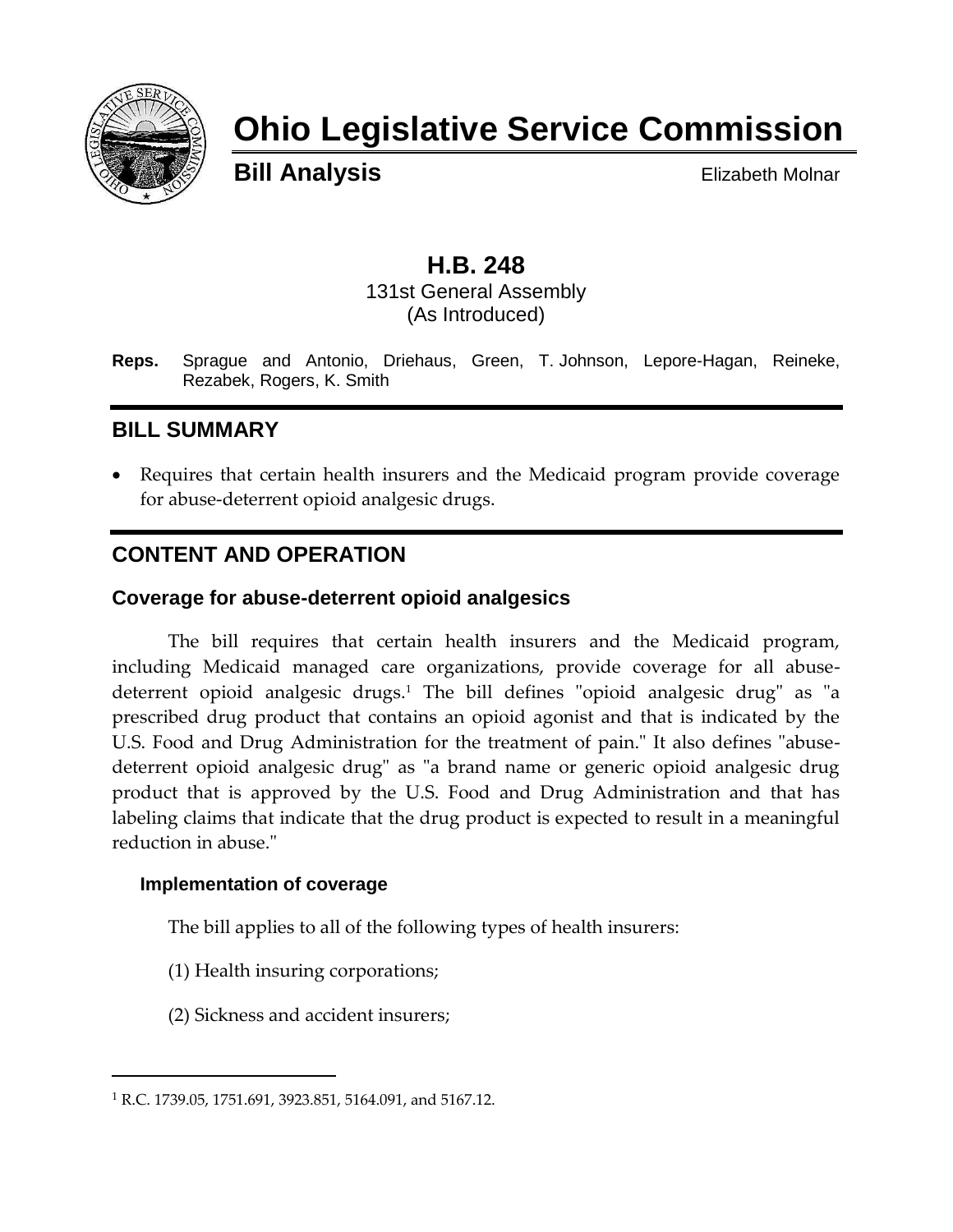# Ohio Legislative Service Commission

**Bill Analysis** Elizabeth Molnar

## H.B. 248

131st General Assembly
(As Introduced)

**Reps.** Sprague and Antonio, Driehaus, Green, T. Johnson, Lepore-Hagan, Reineke, Rezabek, Rogers, K. Smith

## BILL SUMMARY

- Requires that certain health insurers and the Medicaid program provide coverage for abuse-deterrent opioid analgesic drugs.

## CONTENT AND OPERATION

### Coverage for abuse-deterrent opioid analgesics

The bill requires that certain health insurers and the Medicaid program, including Medicaid managed care organizations, provide coverage for all abuse-deterrent opioid analgesic drugs.[1] The bill defines "opioid analgesic drug" as "a prescribed drug product that contains an opioid agonist and that is indicated by the U.S. Food and Drug Administration for the treatment of pain." It also defines "abuse-deterrent opioid analgesic drug" as "a brand name or generic opioid analgesic drug product that is approved by the U.S. Food and Drug Administration and that has labeling claims that indicate that the drug product is expected to result in a meaningful reduction in abuse."

#### Implementation of coverage

The bill applies to all of the following types of health insurers:

(1) Health insuring corporations;

(2) Sickness and accident insurers;

---

[1] R.C. 1739.05, 1751.691, 3923.851, 5164.091, and 5167.12.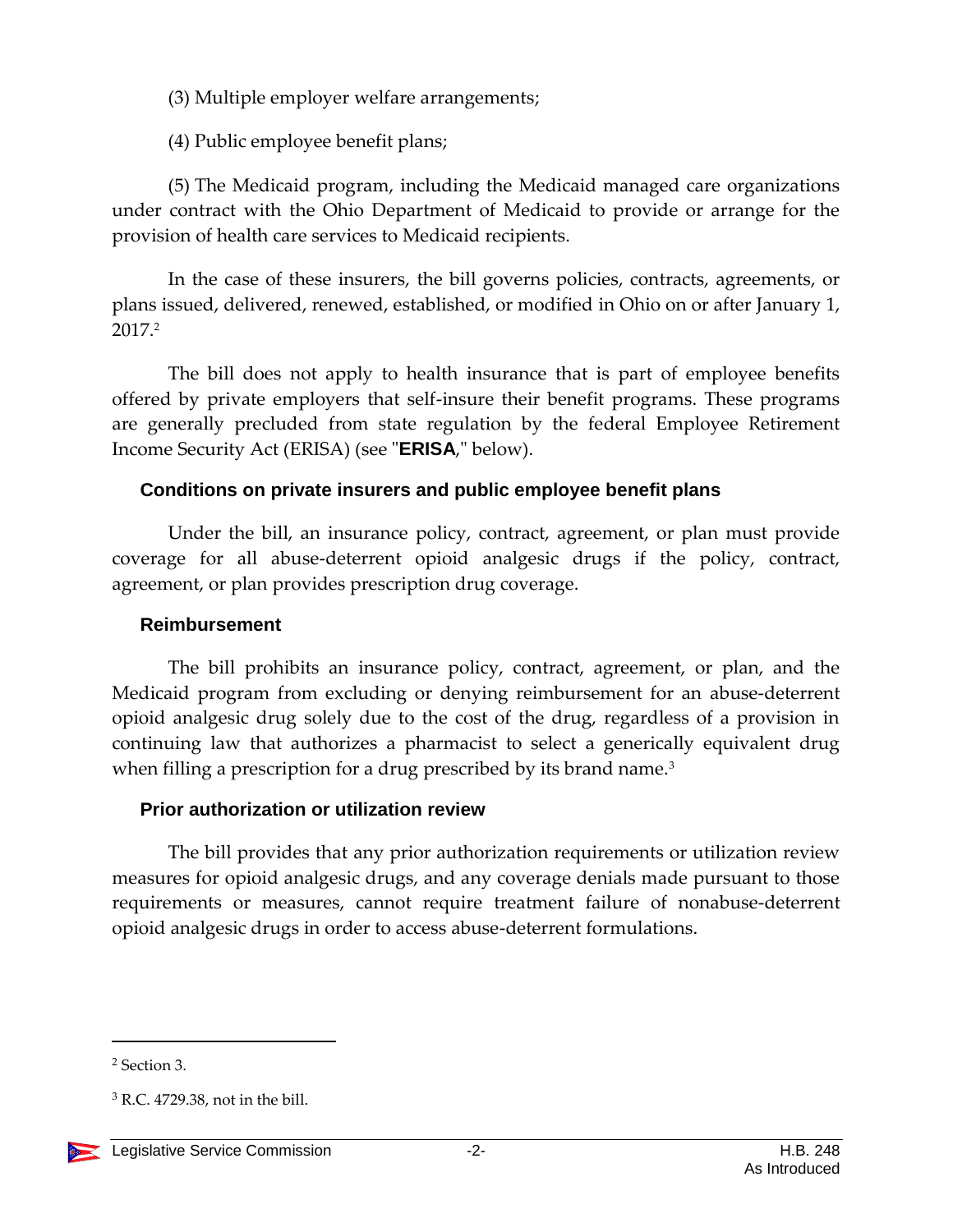(3) Multiple employer welfare arrangements;

(4) Public employee benefit plans;

(5) The Medicaid program, including the Medicaid managed care organizations under contract with the Ohio Department of Medicaid to provide or arrange for the provision of health care services to Medicaid recipients.

In the case of these insurers, the bill governs policies, contracts, agreements, or plans issued, delivered, renewed, established, or modified in Ohio on or after January 1, 2017.[2]

The bill does not apply to health insurance that is part of employee benefits offered by private employers that self-insure their benefit programs. These programs are generally precluded from state regulation by the federal Employee Retirement Income Security Act (ERISA) (see "**ERISA**," below).

### Conditions on private insurers and public employee benefit plans

Under the bill, an insurance policy, contract, agreement, or plan must provide coverage for all abuse-deterrent opioid analgesic drugs if the policy, contract, agreement, or plan provides prescription drug coverage.

### Reimbursement

The bill prohibits an insurance policy, contract, agreement, or plan, and the Medicaid program from excluding or denying reimbursement for an abuse-deterrent opioid analgesic drug solely due to the cost of the drug, regardless of a provision in continuing law that authorizes a pharmacist to select a generically equivalent drug when filling a prescription for a drug prescribed by its brand name.[3]

### Prior authorization or utilization review

The bill provides that any prior authorization requirements or utilization review measures for opioid analgesic drugs, and any coverage denials made pursuant to those requirements or measures, cannot require treatment failure of nonabuse-deterrent opioid analgesic drugs in order to access abuse-deterrent formulations.

---

[2] Section 3.

[3] R.C. 4729.38, not in the bill.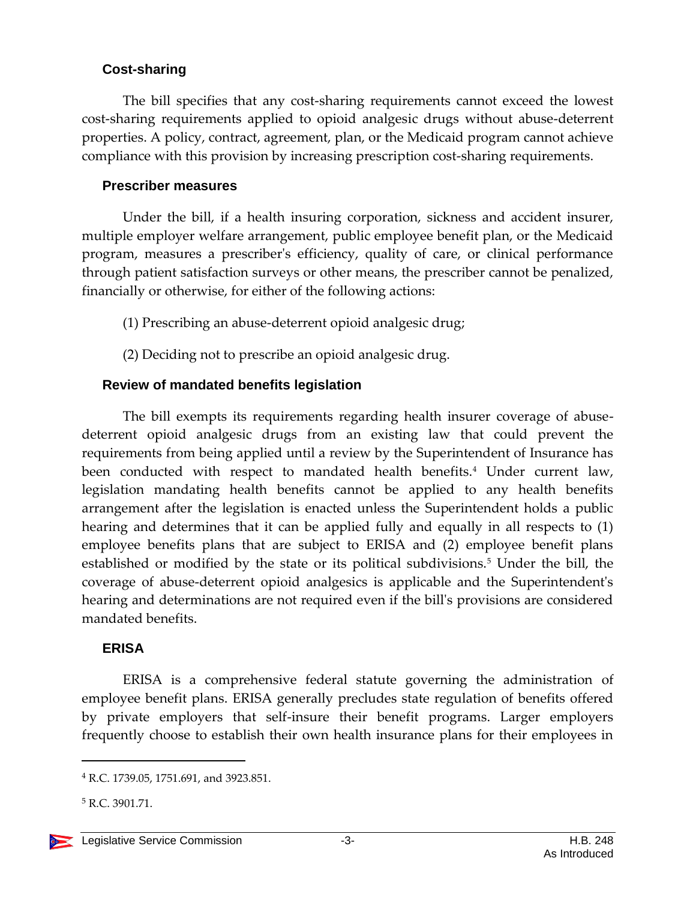### Cost-sharing

The bill specifies that any cost-sharing requirements cannot exceed the lowest cost-sharing requirements applied to opioid analgesic drugs without abuse-deterrent properties. A policy, contract, agreement, plan, or the Medicaid program cannot achieve compliance with this provision by increasing prescription cost-sharing requirements.

### Prescriber measures

Under the bill, if a health insuring corporation, sickness and accident insurer, multiple employer welfare arrangement, public employee benefit plan, or the Medicaid program, measures a prescriber's efficiency, quality of care, or clinical performance through patient satisfaction surveys or other means, the prescriber cannot be penalized, financially or otherwise, for either of the following actions:

(1) Prescribing an abuse-deterrent opioid analgesic drug;

(2) Deciding not to prescribe an opioid analgesic drug.

### Review of mandated benefits legislation

The bill exempts its requirements regarding health insurer coverage of abuse-deterrent opioid analgesic drugs from an existing law that could prevent the requirements from being applied until a review by the Superintendent of Insurance has been conducted with respect to mandated health benefits.[4] Under current law, legislation mandating health benefits cannot be applied to any health benefits arrangement after the legislation is enacted unless the Superintendent holds a public hearing and determines that it can be applied fully and equally in all respects to (1) employee benefits plans that are subject to ERISA and (2) employee benefit plans established or modified by the state or its political subdivisions.[5] Under the bill, the coverage of abuse-deterrent opioid analgesics is applicable and the Superintendent's hearing and determinations are not required even if the bill's provisions are considered mandated benefits.

### ERISA

ERISA is a comprehensive federal statute governing the administration of employee benefit plans. ERISA generally precludes state regulation of benefits offered by private employers that self-insure their benefit programs. Larger employers frequently choose to establish their own health insurance plans for their employees in

---

[4] R.C. 1739.05, 1751.691, and 3923.851.

[5] R.C. 3901.71.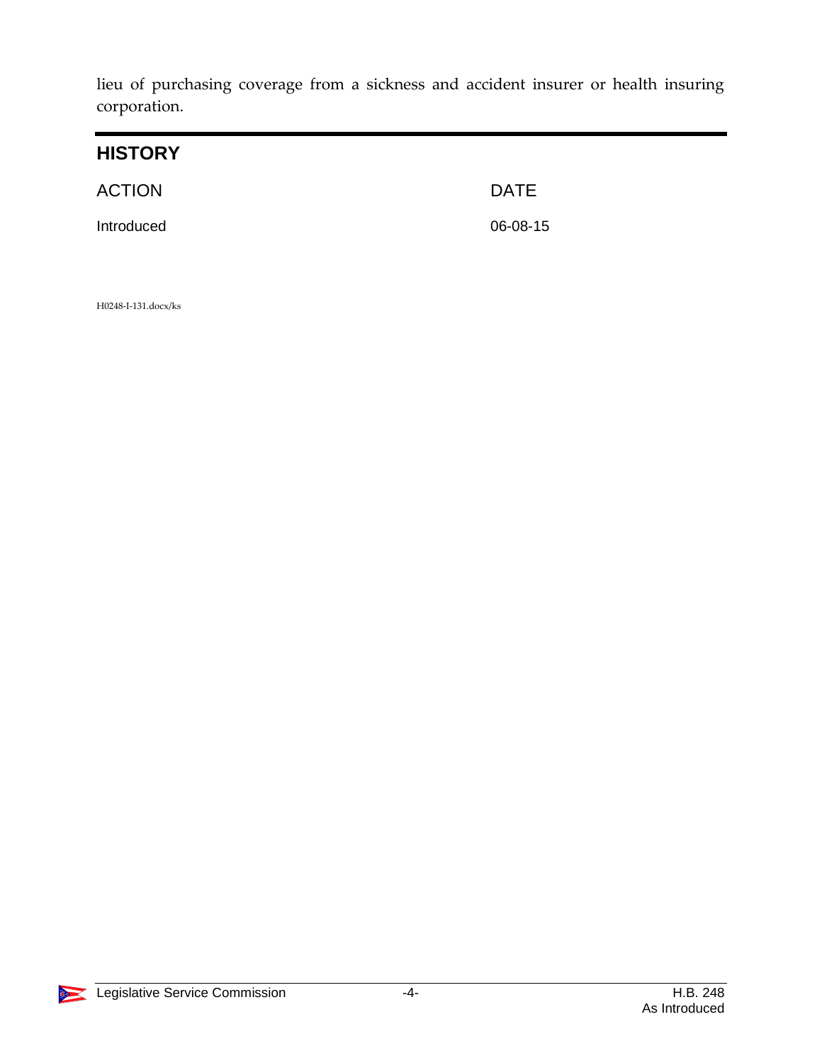lieu of purchasing coverage from a sickness and accident insurer or health insuring corporation.

## HISTORY

| ACTION | DATE |
| --- | --- |
| Introduced | 06-08-15 |

H0248-I-131.docx/ks